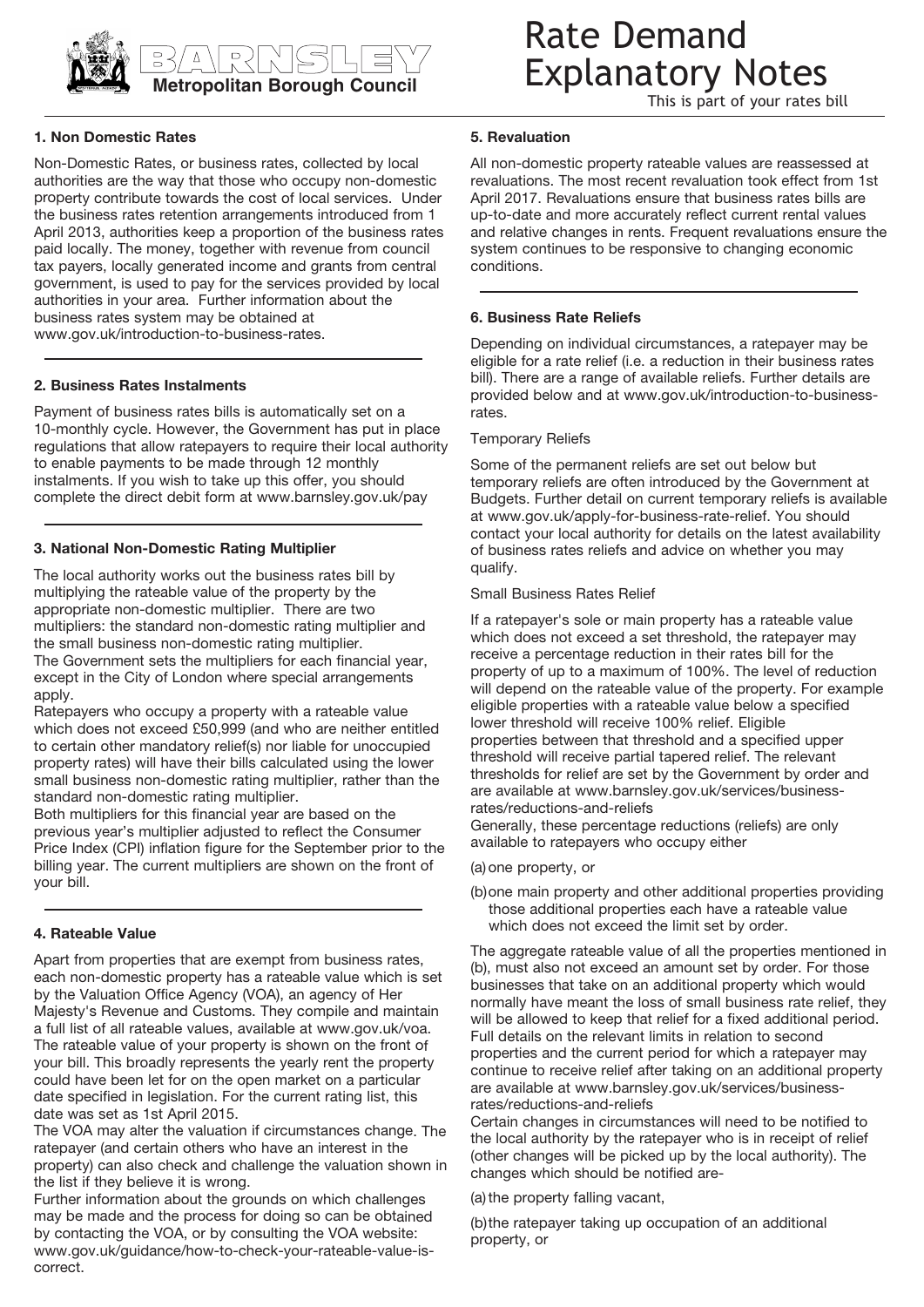**Metropolitan Borough Council**

# Rate Demand Explanatory Notes

This is part of your rates bill

### 1. Non Domestic Rates

Non-Domestic Rates, or business rates, collected by local authorities are the way that those who occupy non-domestic property contribute towards the cost of local services. Under the business rates retention arrangements introduced from 1 April 2013, authorities keep a proportion of the business rates paid locally. The money, together with revenue from council tax payers, locally generated income and grants from central government, is used to pay for the services provided by local authorities in your area. Further information about the business rates system may be obtained at www.gov.uk/introduction-to-business-rates.

### 2. Business Rates Instalments

Payment of business rates bills is automatically set on a 10-monthly cycle. However, the Government has put in place regulations that allow ratepayers to require their local authority to enable payments to be made through 12 monthly instalments. If you wish to take up this offer, you should complete the direct debit form at www.barnsley.gov.uk/pay

### 3. National Non-Domestic Rating Multiplier

The local authority works out the business rates bill by multiplying the rateable value of the property by the appropriate non-domestic multiplier. There are two multipliers: the standard non-domestic rating multiplier and the small business non-domestic rating multiplier.

The Government sets the multipliers for each financial year, except in the City of London where special arrangements apply.

Ratepayers who occupy a property with a rateable value which does not exceed £50,999 (and who are neither entitled to certain other mandatory relief(s) nor liable for unoccupied property rates) will have their bills calculated using the lower small business non-domestic rating multiplier, rather than the standard non-domestic rating multiplier.

Both multipliers for this financial year are based on the previous year's multiplier adjusted to reflect the Consumer Price Index (CPI) inflation figure for the September prior to the billing year. The current multipliers are shown on the front of your bill.

### 4. Rateable Value

Apart from properties that are exempt from business rates, each non-domestic property has a rateable value which is set by the Valuation Office Agency (VOA), an agency of Her Majesty's Revenue and Customs. They compile and maintain a full list of all rateable values, available at www.gov.uk/voa. The rateable value of your property is shown on the front of your bill. This broadly represents the yearly rent the property could have been let for on the open market on a particular date specified in legislation. For the current rating list, this date was set as 1st April 2015.

The VOA may alter the valuation if circumstances change. The ratepayer (and certain others who have an interest in the property) can also check and challenge the valuation shown in the list if they believe it is wrong.

Further information about the grounds on which challenges may be made and the process for doing so can be obtained by contacting the VOA, or by consulting the VOA website: www.gov.uk/guidance/how-to-check-your-rateable-value-is-correct.

### 5. Revaluation

All non-domestic property rateable values are reassessed at revaluations. The most recent revaluation took effect from 1st April 2017. Revaluations ensure that business rates bills are up-to-date and more accurately reflect current rental values and relative changes in rents. Frequent revaluations ensure the system continues to be responsive to changing economic conditions.

### 6. Business Rate Reliefs

Depending on individual circumstances, a ratepayer may be eligible for a rate relief (i.e. a reduction in their business rates bill). There are a range of available reliefs. Further details are provided below and at www.gov.uk/introduction-to-business-rates.

Temporary Reliefs

Some of the permanent reliefs are set out below but temporary reliefs are often introduced by the Government at Budgets. Further detail on current temporary reliefs is available at www.gov.uk/apply-for-business-rate-relief. You should contact your local authority for details on the latest availability of business rates reliefs and advice on whether you may qualify.

Small Business Rates Relief

If a ratepayer's sole or main property has a rateable value which does not exceed a set threshold, the ratepayer may receive a percentage reduction in their rates bill for the property of up to a maximum of 100%. The level of reduction will depend on the rateable value of the property. For example eligible properties with a rateable value below a specified lower threshold will receive 100% relief. Eligible properties between that threshold and a specified upper threshold will receive partial tapered relief. The relevant thresholds for relief are set by the Government by order and are available at www.barnsley.gov.uk/services/business-rates/reductions-and-reliefs

Generally, these percentage reductions (reliefs) are only available to ratepayers who occupy either

(a) one property, or

(b) one main property and other additional properties providing those additional properties each have a rateable value which does not exceed the limit set by order.

The aggregate rateable value of all the properties mentioned in (b), must also not exceed an amount set by order. For those businesses that take on an additional property which would normally have meant the loss of small business rate relief, they will be allowed to keep that relief for a fixed additional period. Full details on the relevant limits in relation to second properties and the current period for which a ratepayer may continue to receive relief after taking on an additional property are available at www.barnsley.gov.uk/services/business-rates/reductions-and-reliefs

Certain changes in circumstances will need to be notified to the local authority by the ratepayer who is in receipt of relief (other changes will be picked up by the local authority). The changes which should be notified are-

(a) the property falling vacant,

(b) the ratepayer taking up occupation of an additional property, or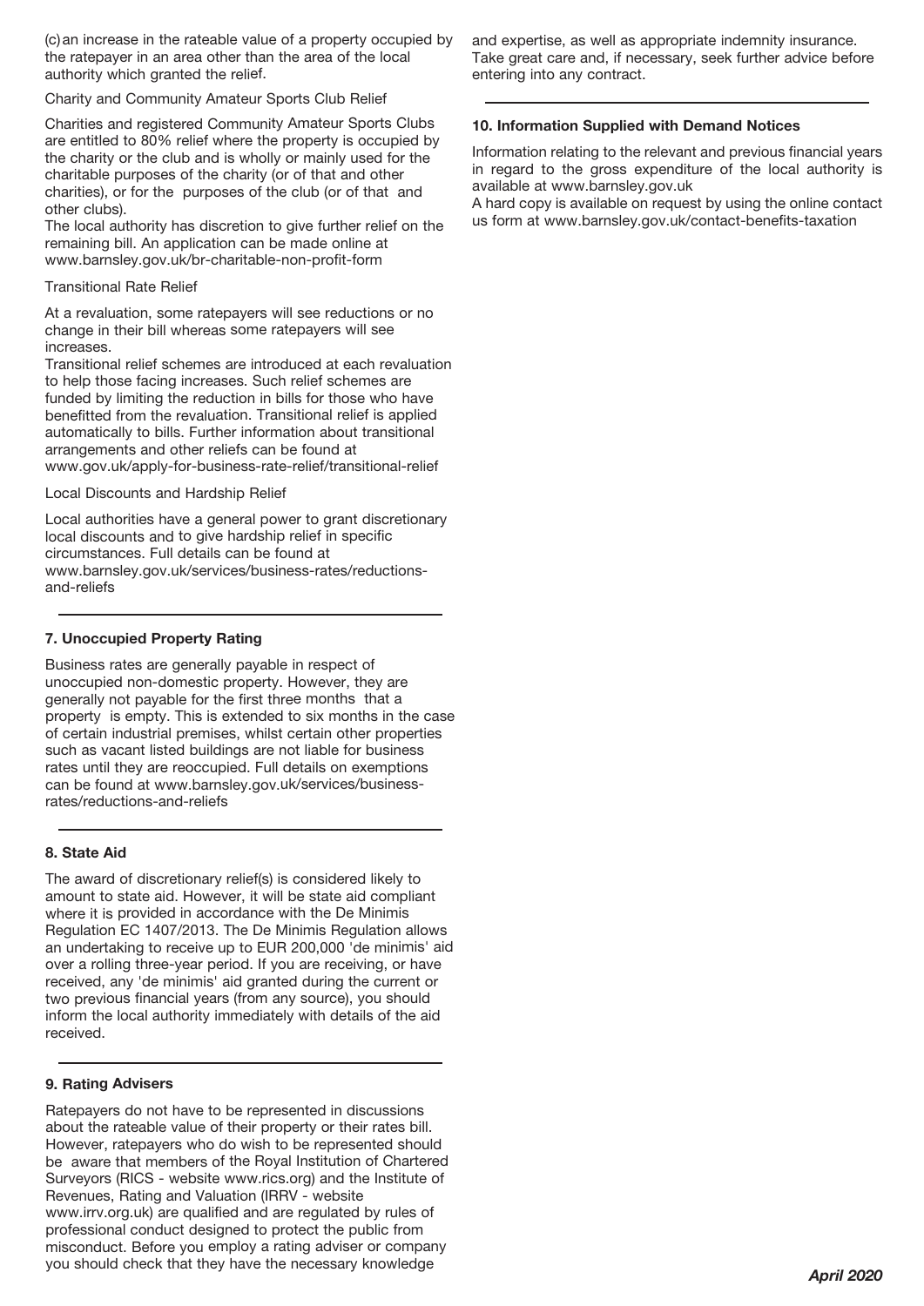(c) an increase in the rateable value of a property occupied by the ratepayer in an area other than the area of the local authority which granted the relief.

Charity and Community Amateur Sports Club Relief

Charities and registered Community Amateur Sports Clubs are entitled to 80% relief where the property is occupied by the charity or the club and is wholly or mainly used for the charitable purposes of the charity (or of that and other charities), or for the purposes of the club (or of that and other clubs).

The local authority has discretion to give further relief on the remaining bill. An application can be made online at www.barnsley.gov.uk/br-charitable-non-profit-form

Transitional Rate Relief

At a revaluation, some ratepayers will see reductions or no change in their bill whereas some ratepayers will see increases.

Transitional relief schemes are introduced at each revaluation to help those facing increases. Such relief schemes are funded by limiting the reduction in bills for those who have benefitted from the revaluation. Transitional relief is applied automatically to bills. Further information about transitional arrangements and other reliefs can be found at www.gov.uk/apply-for-business-rate-relief/transitional-relief

Local Discounts and Hardship Relief

Local authorities have a general power to grant discretionary local discounts and to give hardship relief in specific circumstances. Full details can be found at www.barnsley.gov.uk/services/business-rates/reductions-and-reliefs

### 7. Unoccupied Property Rating

Business rates are generally payable in respect of unoccupied non-domestic property. However, they are generally not payable for the first three months that a property is empty. This is extended to six months in the case of certain industrial premises, whilst certain other properties such as vacant listed buildings are not liable for business rates until they are reoccupied. Full details on exemptions can be found at www.barnsley.gov.uk/services/business-rates/reductions-and-reliefs

### 8. State Aid

The award of discretionary relief(s) is considered likely to amount to state aid. However, it will be state aid compliant where it is provided in accordance with the De Minimis Regulation EC 1407/2013. The De Minimis Regulation allows an undertaking to receive up to EUR 200,000 'de minimis' aid over a rolling three-year period. If you are receiving, or have received, any 'de minimis' aid granted during the current or two previous financial years (from any source), you should inform the local authority immediately with details of the aid received.

### 9. Rating Advisers

Ratepayers do not have to be represented in discussions about the rateable value of their property or their rates bill. However, ratepayers who do wish to be represented should be aware that members of the Royal Institution of Chartered Surveyors (RICS - website www.rics.org) and the Institute of Revenues, Rating and Valuation (IRRV - website www.irrv.org.uk) are qualified and are regulated by rules of professional conduct designed to protect the public from misconduct. Before you employ a rating adviser or company you should check that they have the necessary knowledge and expertise, as well as appropriate indemnity insurance. Take great care and, if necessary, seek further advice before entering into any contract.

### 10. Information Supplied with Demand Notices

Information relating to the relevant and previous financial years in regard to the gross expenditure of the local authority is available at www.barnsley.gov.uk

A hard copy is available on request by using the online contact us form at www.barnsley.gov.uk/contact-benefits-taxation

*April 2020*